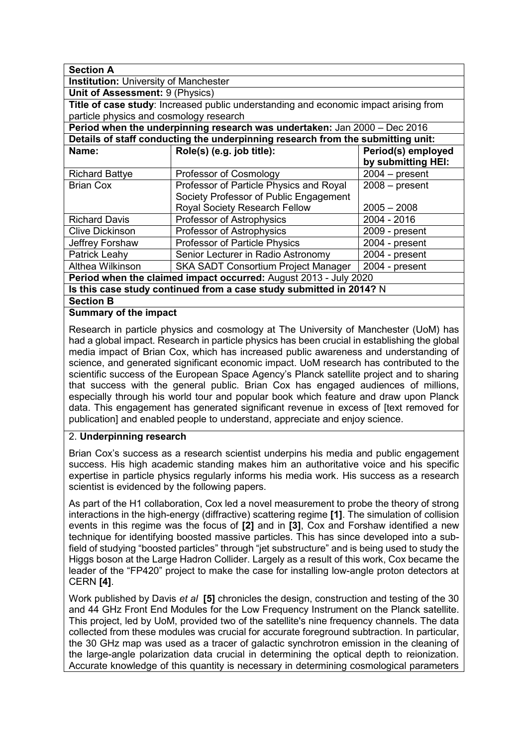**Section A**

**Institution:** University of Manchester

**Unit of Assessment:** 9 (Physics)

**Title of case study**: Increased public understanding and economic impact arising from particle physics and cosmology research

**Period when the underpinning research was undertaken:** Jan 2000 – Dec 2016

**Details of staff conducting the underpinning research from the submitting unit:**

| Name: | Role(s) (e.g. job title): | Period(s) employed by submitting HEI: |
|---|---|---|
| Richard Battye | Professor of Cosmology | 2004 – present |
| Brian Cox | Professor of Particle Physics and Royal Society Professor of Public Engagement | 2008 – present |
| | Royal Society Research Fellow | 2005 – 2008 |
| Richard Davis | Professor of Astrophysics | 2004 - 2016 |
| Clive Dickinson | Professor of Astrophysics | 2009 - present |
| Jeffrey Forshaw | Professor of Particle Physics | 2004 - present |
| Patrick Leahy | Senior Lecturer in Radio Astronomy | 2004 - present |
| Althea Wilkinson | SKA SADT Consortium Project Manager | 2004 - present |

**Period when the claimed impact occurred:** August 2013 - July 2020

**Is this case study continued from a case study submitted in 2014?** N

**Section B**

**Summary of the impact**

Research in particle physics and cosmology at The University of Manchester (UoM) has had a global impact. Research in particle physics has been crucial in establishing the global media impact of Brian Cox, which has increased public awareness and understanding of science, and generated significant economic impact. UoM research has contributed to the scientific success of the European Space Agency's Planck satellite project and to sharing that success with the general public. Brian Cox has engaged audiences of millions, especially through his world tour and popular book which feature and draw upon Planck data. This engagement has generated significant revenue in excess of [text removed for publication] and enabled people to understand, appreciate and enjoy science.

2. **Underpinning research**

Brian Cox's success as a research scientist underpins his media and public engagement success. His high academic standing makes him an authoritative voice and his specific expertise in particle physics regularly informs his media work. His success as a research scientist is evidenced by the following papers.

As part of the H1 collaboration, Cox led a novel measurement to probe the theory of strong interactions in the high-energy (diffractive) scattering regime **[1]**. The simulation of collision events in this regime was the focus of **[2]** and in **[3]**, Cox and Forshaw identified a new technique for identifying boosted massive particles. This has since developed into a sub-field of studying "boosted particles" through "jet substructure" and is being used to study the Higgs boson at the Large Hadron Collider. Largely as a result of this work, Cox became the leader of the "FP420" project to make the case for installing low-angle proton detectors at CERN **[4]**.

Work published by Davis *et al* **[5]** chronicles the design, construction and testing of the 30 and 44 GHz Front End Modules for the Low Frequency Instrument on the Planck satellite. This project, led by UoM, provided two of the satellite's nine frequency channels. The data collected from these modules was crucial for accurate foreground subtraction. In particular, the 30 GHz map was used as a tracer of galactic synchrotron emission in the cleaning of the large-angle polarization data crucial in determining the optical depth to reionization. Accurate knowledge of this quantity is necessary in determining cosmological parameters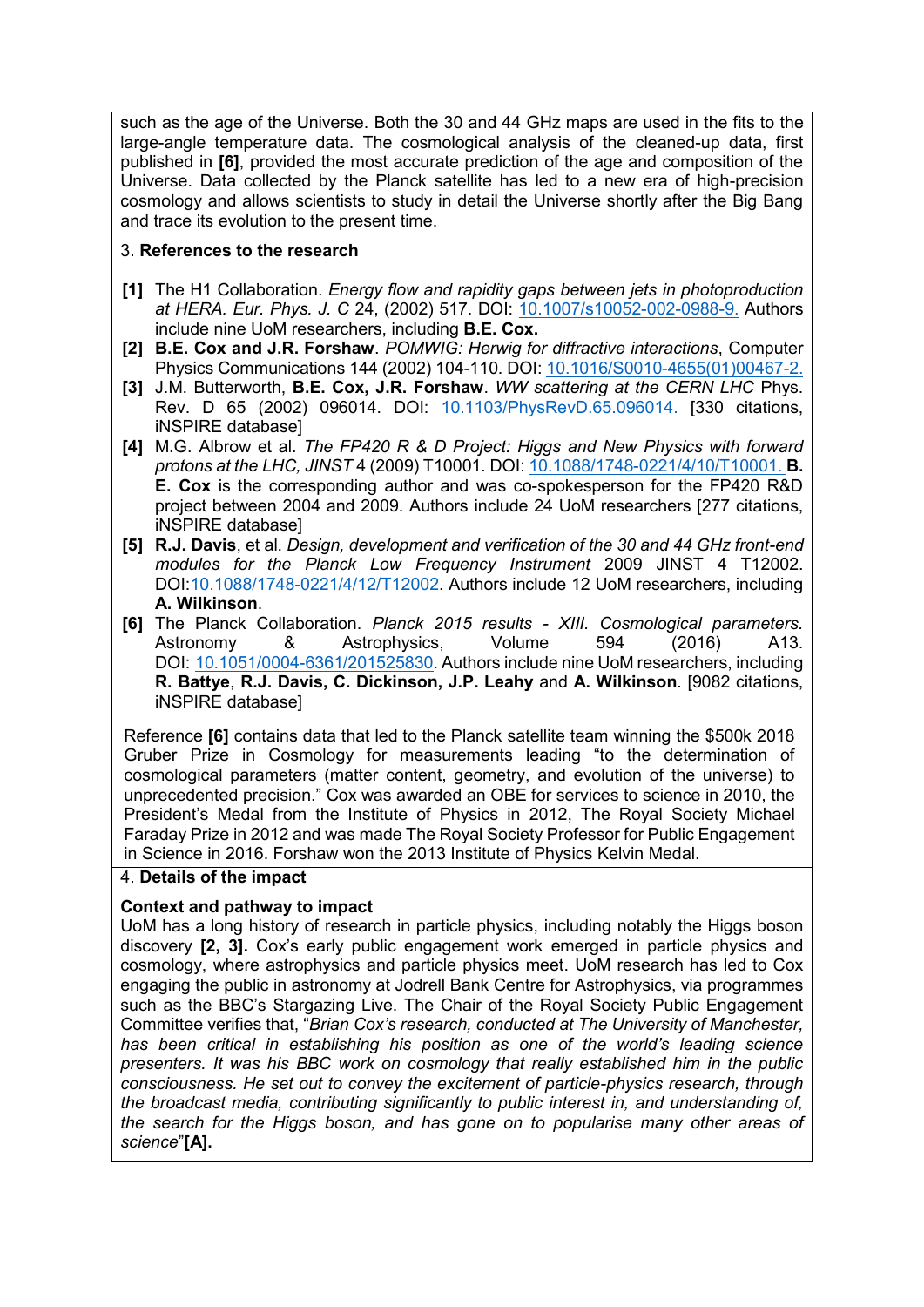such as the age of the Universe. Both the 30 and 44 GHz maps are used in the fits to the large-angle temperature data. The cosmological analysis of the cleaned-up data, first published in **[6]**, provided the most accurate prediction of the age and composition of the Universe. Data collected by the Planck satellite has led to a new era of high-precision cosmology and allows scientists to study in detail the Universe shortly after the Big Bang and trace its evolution to the present time.

## 3. References to the research

- **[1]** The H1 Collaboration. *Energy flow and rapidity gaps between jets in photoproduction at HERA. Eur. Phys. J. C* 24, (2002) 517. DOI: 10.1007/s10052-002-0988-9. Authors include nine UoM researchers, including **B.E. Cox.**
- **[2]** **B.E. Cox and J.R. Forshaw**. *POMWIG: Herwig for diffractive interactions*, Computer Physics Communications 144 (2002) 104-110. DOI: 10.1016/S0010-4655(01)00467-2.
- **[3]** J.M. Butterworth, **B.E. Cox, J.R. Forshaw**. *WW scattering at the CERN LHC* Phys. Rev. D 65 (2002) 096014. DOI: 10.1103/PhysRevD.65.096014. [330 citations, iNSPIRE database]
- **[4]** M.G. Albrow et al. *The FP420 R & D Project: Higgs and New Physics with forward protons at the LHC, JINST* 4 (2009) T10001. DOI: 10.1088/1748-0221/4/10/T10001. **B. E. Cox** is the corresponding author and was co-spokesperson for the FP420 R&D project between 2004 and 2009. Authors include 24 UoM researchers [277 citations, iNSPIRE database]
- **[5]** **R.J. Davis**, et al. *Design, development and verification of the 30 and 44 GHz front-end modules for the Planck Low Frequency Instrument* 2009 JINST 4 T12002. DOI:10.1088/1748-0221/4/12/T12002. Authors include 12 UoM researchers, including **A. Wilkinson**.
- **[6]** The Planck Collaboration. *Planck 2015 results - XIII. Cosmological parameters.* Astronomy & Astrophysics, Volume 594 (2016) A13. DOI: 10.1051/0004-6361/201525830. Authors include nine UoM researchers, including **R. Battye**, **R.J. Davis, C. Dickinson, J.P. Leahy** and **A. Wilkinson**. [9082 citations, iNSPIRE database]

Reference **[6]** contains data that led to the Planck satellite team winning the $500k 2018 Gruber Prize in Cosmology for measurements leading "to the determination of cosmological parameters (matter content, geometry, and evolution of the universe) to unprecedented precision." Cox was awarded an OBE for services to science in 2010, the President's Medal from the Institute of Physics in 2012, The Royal Society Michael Faraday Prize in 2012 and was made The Royal Society Professor for Public Engagement in Science in 2016. Forshaw won the 2013 Institute of Physics Kelvin Medal.

## 4. Details of the impact

**Context and pathway to impact**

UoM has a long history of research in particle physics, including notably the Higgs boson discovery **[2, 3].** Cox's early public engagement work emerged in particle physics and cosmology, where astrophysics and particle physics meet. UoM research has led to Cox engaging the public in astronomy at Jodrell Bank Centre for Astrophysics, via programmes such as the BBC's Stargazing Live. The Chair of the Royal Society Public Engagement Committee verifies that, "*Brian Cox's research, conducted at The University of Manchester, has been critical in establishing his position as one of the world's leading science presenters. It was his BBC work on cosmology that really established him in the public consciousness. He set out to convey the excitement of particle-physics research, through the broadcast media, contributing significantly to public interest in, and understanding of, the search for the Higgs boson, and has gone on to popularise many other areas of science*"**[A].**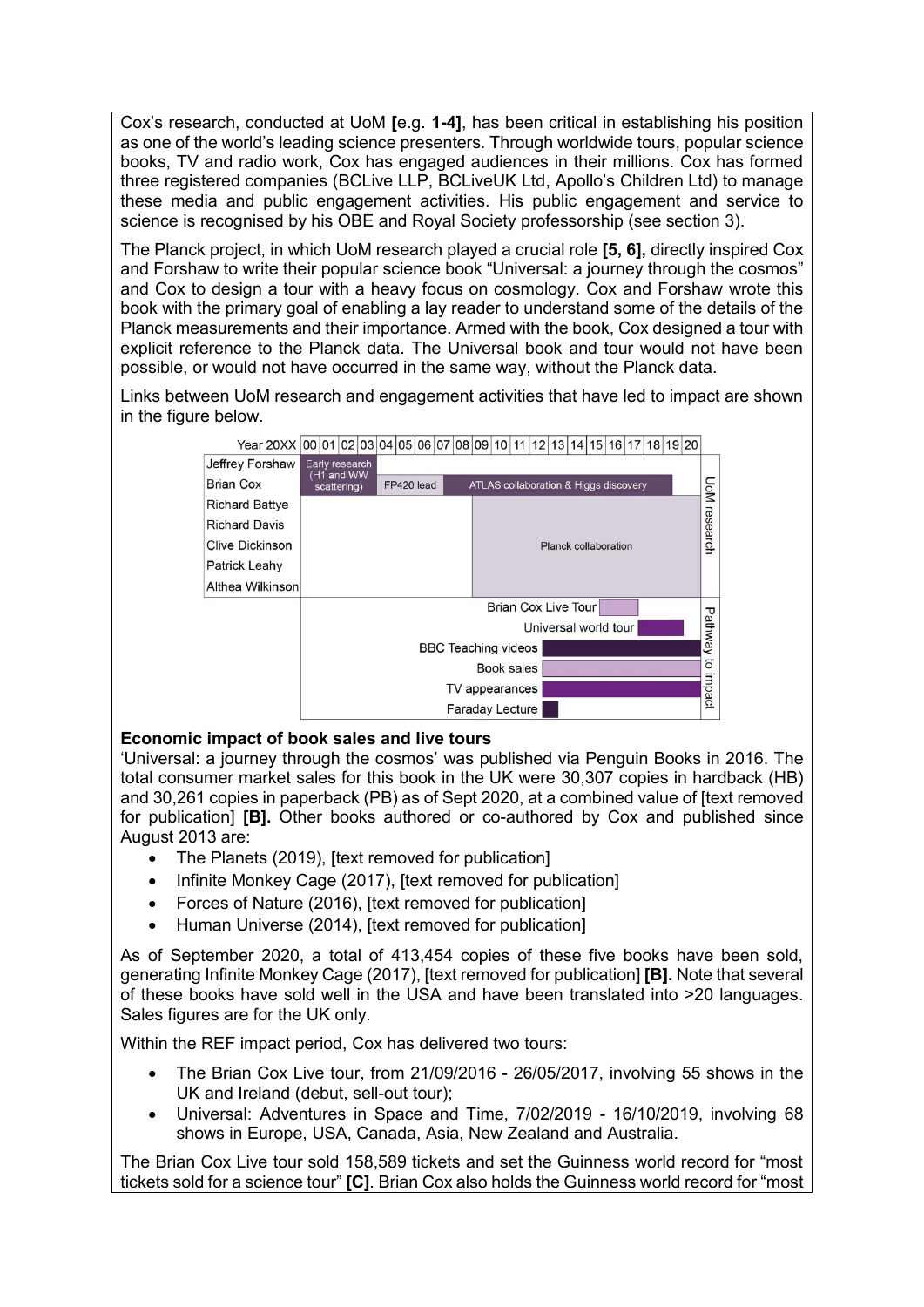Cox's research, conducted at UoM **[**e.g. **1-4]**, has been critical in establishing his position as one of the world's leading science presenters. Through worldwide tours, popular science books, TV and radio work, Cox has engaged audiences in their millions. Cox has formed three registered companies (BCLive LLP, BCLiveUK Ltd, Apollo's Children Ltd) to manage these media and public engagement activities. His public engagement and service to science is recognised by his OBE and Royal Society professorship (see section 3).

The Planck project, in which UoM research played a crucial role **[5, 6],** directly inspired Cox and Forshaw to write their popular science book "Universal: a journey through the cosmos" and Cox to design a tour with a heavy focus on cosmology. Cox and Forshaw wrote this book with the primary goal of enabling a lay reader to understand some of the details of the Planck measurements and their importance. Armed with the book, Cox designed a tour with explicit reference to the Planck data. The Universal book and tour would not have been possible, or would not have occurred in the same way, without the Planck data.

Links between UoM research and engagement activities that have led to impact are shown in the figure below.

| Year 20XX | 00–03 | 04–07 | 08–20 |
|---|---|---|---|
| **UoM research** | | | |
| Jeffrey Forshaw | Early research (H1 and WW scattering) | | |
| Brian Cox | Early research (H1 and WW scattering) | FP420 lead | ATLAS collaboration & Higgs discovery (08–19) |
| Richard Battye, Richard Davis, Clive Dickinson, Patrick Leahy, Althea Wilkinson | | | Planck collaboration (09–20) |
| **Pathway to impact** | | | |
| Brian Cox Live Tour | | | 16–17 |
| Universal world tour | | | 18–19 |
| BBC Teaching videos | | | 14–20 |
| Book sales | | | 14–19 |
| TV appearances | | | 14–19 |
| Faraday Lecture | | | 14 |

### Economic impact of book sales and live tours

'Universal: a journey through the cosmos' was published via Penguin Books in 2016. The total consumer market sales for this book in the UK were 30,307 copies in hardback (HB) and 30,261 copies in paperback (PB) as of Sept 2020, at a combined value of [text removed for publication] **[B].** Other books authored or co-authored by Cox and published since August 2013 are:

- The Planets (2019), [text removed for publication]
- Infinite Monkey Cage (2017), [text removed for publication]
- Forces of Nature (2016), [text removed for publication]
- Human Universe (2014), [text removed for publication]

As of September 2020, a total of 413,454 copies of these five books have been sold, generating Infinite Monkey Cage (2017), [text removed for publication] **[B].** Note that several of these books have sold well in the USA and have been translated into >20 languages. Sales figures are for the UK only.

Within the REF impact period, Cox has delivered two tours:

- The Brian Cox Live tour, from 21/09/2016 - 26/05/2017, involving 55 shows in the UK and Ireland (debut, sell-out tour);
- Universal: Adventures in Space and Time, 7/02/2019 - 16/10/2019, involving 68 shows in Europe, USA, Canada, Asia, New Zealand and Australia.

The Brian Cox Live tour sold 158,589 tickets and set the Guinness world record for "most tickets sold for a science tour" **[C]**. Brian Cox also holds the Guinness world record for "most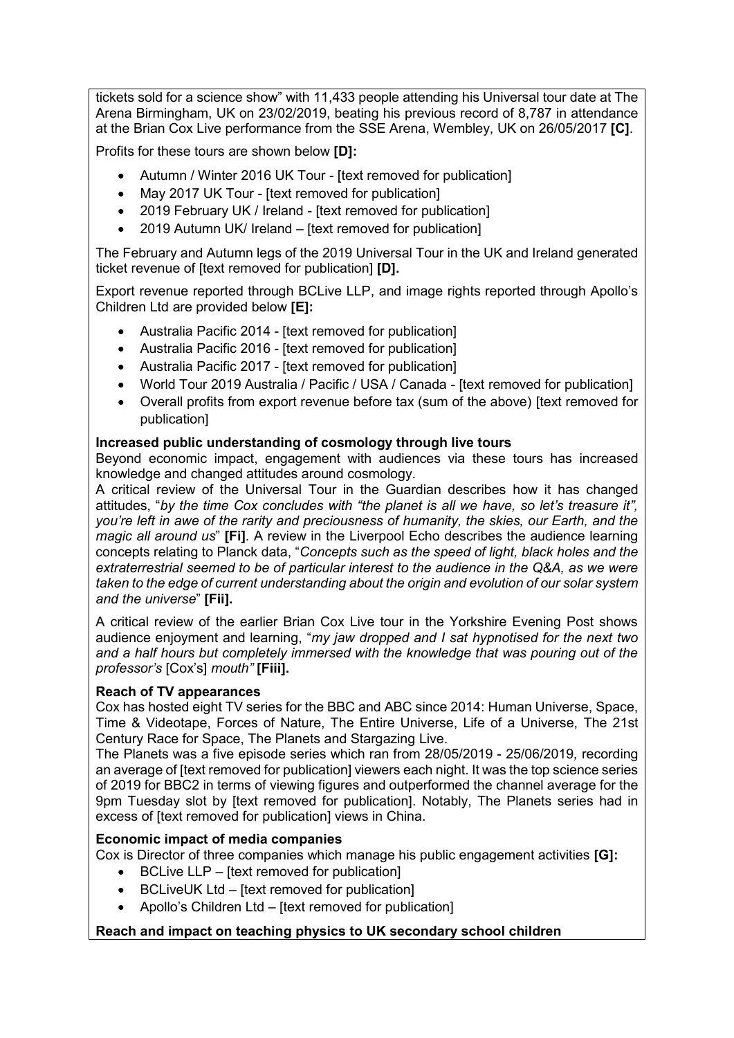tickets sold for a science show" with 11,433 people attending his Universal tour date at The Arena Birmingham, UK on 23/02/2019, beating his previous record of 8,787 in attendance at the Brian Cox Live performance from the SSE Arena, Wembley, UK on 26/05/2017 **[C]**.

Profits for these tours are shown below **[D]:**

- Autumn / Winter 2016 UK Tour - [text removed for publication]
- May 2017 UK Tour - [text removed for publication]
- 2019 February UK / Ireland - [text removed for publication]
- 2019 Autumn UK/ Ireland – [text removed for publication]

The February and Autumn legs of the 2019 Universal Tour in the UK and Ireland generated ticket revenue of [text removed for publication] **[D].**

Export revenue reported through BCLive LLP, and image rights reported through Apollo's Children Ltd are provided below **[E]:**

- Australia Pacific 2014 - [text removed for publication]
- Australia Pacific 2016 - [text removed for publication]
- Australia Pacific 2017 - [text removed for publication]
- World Tour 2019 Australia / Pacific / USA / Canada - [text removed for publication]
- Overall profits from export revenue before tax (sum of the above) [text removed for publication]

**Increased public understanding of cosmology through live tours**

Beyond economic impact, engagement with audiences via these tours has increased knowledge and changed attitudes around cosmology.

A critical review of the Universal Tour in the Guardian describes how it has changed attitudes, "*by the time Cox concludes with "the planet is all we have, so let's treasure it", you're left in awe of the rarity and preciousness of humanity, the skies, our Earth, and the magic all around us*" **[Fi]**. A review in the Liverpool Echo describes the audience learning concepts relating to Planck data, "*Concepts such as the speed of light, black holes and the extraterrestrial seemed to be of particular interest to the audience in the Q&A, as we were taken to the edge of current understanding about the origin and evolution of our solar system and the universe*" **[Fii].**

A critical review of the earlier Brian Cox Live tour in the Yorkshire Evening Post shows audience enjoyment and learning, "*my jaw dropped and I sat hypnotised for the next two and a half hours but completely immersed with the knowledge that was pouring out of the professor's* [Cox's] *mouth"* **[Fiii].**

**Reach of TV appearances**

Cox has hosted eight TV series for the BBC and ABC since 2014: Human Universe, Space, Time & Videotape, Forces of Nature, The Entire Universe, Life of a Universe, The 21st Century Race for Space, The Planets and Stargazing Live.

The Planets was a five episode series which ran from 28/05/2019 - 25/06/2019, recording an average of [text removed for publication] viewers each night. It was the top science series of 2019 for BBC2 in terms of viewing figures and outperformed the channel average for the 9pm Tuesday slot by [text removed for publication]. Notably, The Planets series had in excess of [text removed for publication] views in China.

**Economic impact of media companies**

Cox is Director of three companies which manage his public engagement activities **[G]:**

- BCLive LLP – [text removed for publication]
- BCLiveUK Ltd – [text removed for publication]
- Apollo's Children Ltd – [text removed for publication]

**Reach and impact on teaching physics to UK secondary school children**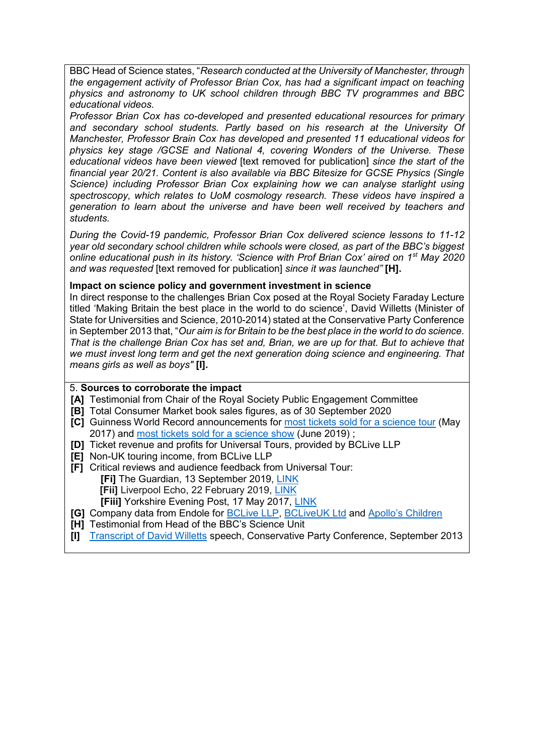BBC Head of Science states, "*Research conducted at the University of Manchester, through the engagement activity of Professor Brian Cox, has had a significant impact on teaching physics and astronomy to UK school children through BBC TV programmes and BBC educational videos.*

*Professor Brian Cox has co-developed and presented educational resources for primary and secondary school students. Partly based on his research at the University Of Manchester, Professor Brain Cox has developed and presented 11 educational videos for physics key stage /GCSE and National 4, covering Wonders of the Universe. These educational videos have been viewed* [text removed for publication] *since the start of the financial year 20/21. Content is also available via BBC Bitesize for GCSE Physics (Single Science) including Professor Brian Cox explaining how we can analyse starlight using spectroscopy, which relates to UoM cosmology research. These videos have inspired a generation to learn about the universe and have been well received by teachers and students.*

*During the Covid-19 pandemic, Professor Brian Cox delivered science lessons to 11-12 year old secondary school children while schools were closed, as part of the BBC's biggest online educational push in its history. 'Science with Prof Brian Cox' aired on 1st May 2020 and was requested* [text removed for publication] *since it was launched"* **[H].**

**Impact on science policy and government investment in science**

In direct response to the challenges Brian Cox posed at the Royal Society Faraday Lecture titled 'Making Britain the best place in the world to do science', David Willetts (Minister of State for Universities and Science, 2010-2014) stated at the Conservative Party Conference in September 2013 that, "*Our aim is for Britain to be the best place in the world to do science. That is the challenge Brian Cox has set and, Brian, we are up for that. But to achieve that we must invest long term and get the next generation doing science and engineering. That means girls as well as boys"* **[I].**

## 5. Sources to corroborate the impact

**[A]** Testimonial from Chair of the Royal Society Public Engagement Committee
**[B]** Total Consumer Market book sales figures, as of 30 September 2020
**[C]** Guinness World Record announcements for most tickets sold for a science tour (May 2017) and most tickets sold for a science show (June 2019) ;
**[D]** Ticket revenue and profits for Universal Tours, provided by BCLive LLP
**[E]** Non-UK touring income, from BCLive LLP
**[F]** Critical reviews and audience feedback from Universal Tour:
 **[Fi]** The Guardian, 13 September 2019, LINK
 **[Fii]** Liverpool Echo, 22 February 2019, LINK
 **[Fiii]** Yorkshire Evening Post, 17 May 2017, LINK
**[G]** Company data from Endole for BCLive LLP, BCLiveUK Ltd and Apollo's Children
**[H]** Testimonial from Head of the BBC's Science Unit
**[I]** Transcript of David Willetts speech, Conservative Party Conference, September 2013